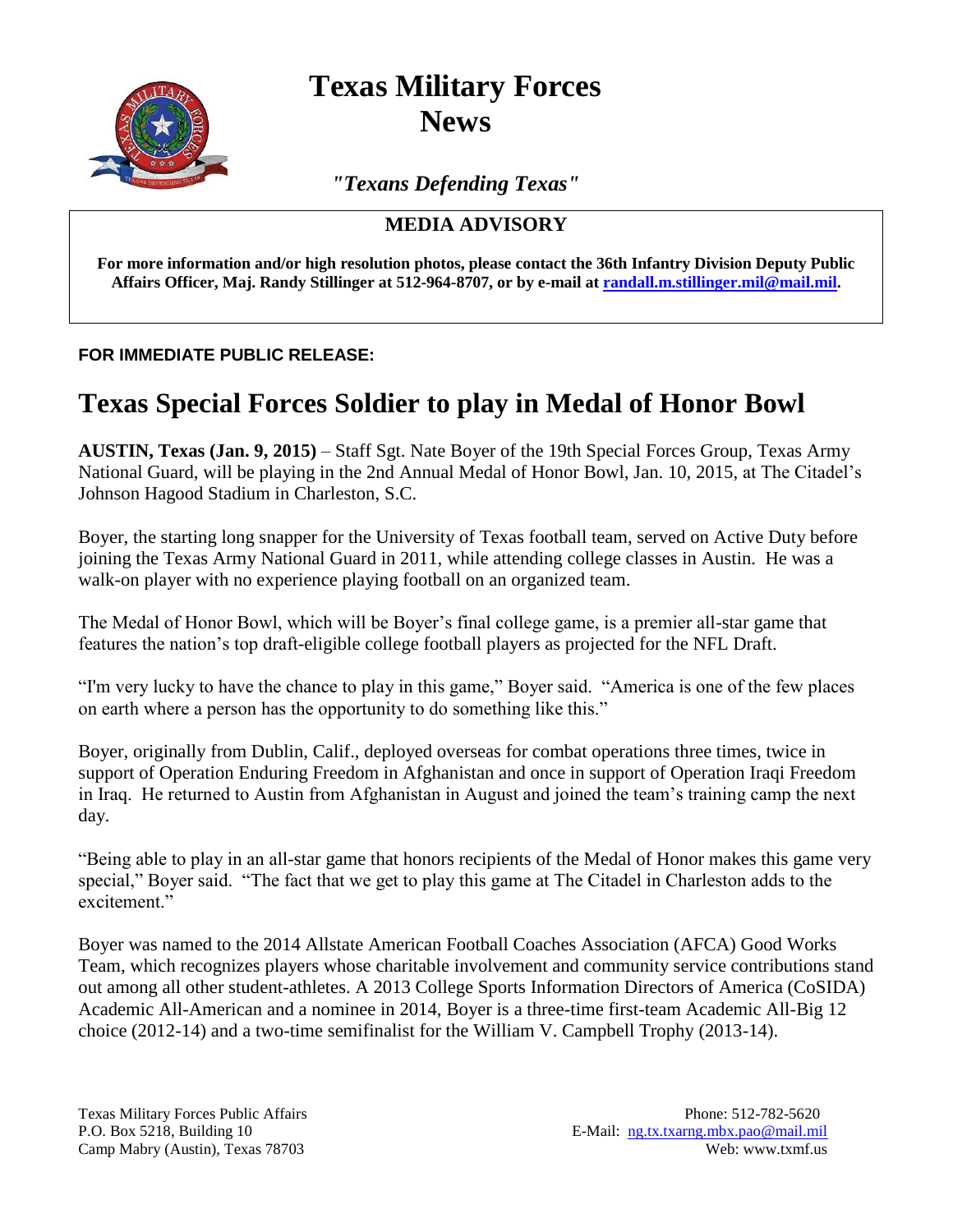# Texas Military Forces News

*"Texans Defending Texas"*

## MEDIA ADVISORY

**For more information and/or high resolution photos, please contact the 36th Infantry Division Deputy Public Affairs Officer, Maj. Randy Stillinger at 512-964-8707, or by e-mail at randall.m.stillinger.mil@mail.mil.**

**FOR IMMEDIATE PUBLIC RELEASE:**

# Texas Special Forces Soldier to play in Medal of Honor Bowl

**AUSTIN, Texas (Jan. 9, 2015)** – Staff Sgt. Nate Boyer of the 19th Special Forces Group, Texas Army National Guard, will be playing in the 2nd Annual Medal of Honor Bowl, Jan. 10, 2015, at The Citadel's Johnson Hagood Stadium in Charleston, S.C.

Boyer, the starting long snapper for the University of Texas football team, served on Active Duty before joining the Texas Army National Guard in 2011, while attending college classes in Austin. He was a walk-on player with no experience playing football on an organized team.

The Medal of Honor Bowl, which will be Boyer's final college game, is a premier all-star game that features the nation's top draft-eligible college football players as projected for the NFL Draft.

"I'm very lucky to have the chance to play in this game," Boyer said. "America is one of the few places on earth where a person has the opportunity to do something like this."

Boyer, originally from Dublin, Calif., deployed overseas for combat operations three times, twice in support of Operation Enduring Freedom in Afghanistan and once in support of Operation Iraqi Freedom in Iraq. He returned to Austin from Afghanistan in August and joined the team's training camp the next day.

"Being able to play in an all-star game that honors recipients of the Medal of Honor makes this game very special," Boyer said. "The fact that we get to play this game at The Citadel in Charleston adds to the excitement."

Boyer was named to the 2014 Allstate American Football Coaches Association (AFCA) Good Works Team, which recognizes players whose charitable involvement and community service contributions stand out among all other student-athletes. A 2013 College Sports Information Directors of America (CoSIDA) Academic All-American and a nominee in 2014, Boyer is a three-time first-team Academic All-Big 12 choice (2012-14) and a two-time semifinalist for the William V. Campbell Trophy (2013-14).

Texas Military Forces Public Affairs
P.O. Box 5218, Building 10
Camp Mabry (Austin), Texas 78703

Phone: 512-782-5620
E-Mail: ng.tx.txarng.mbx.pao@mail.mil
Web: www.txmf.us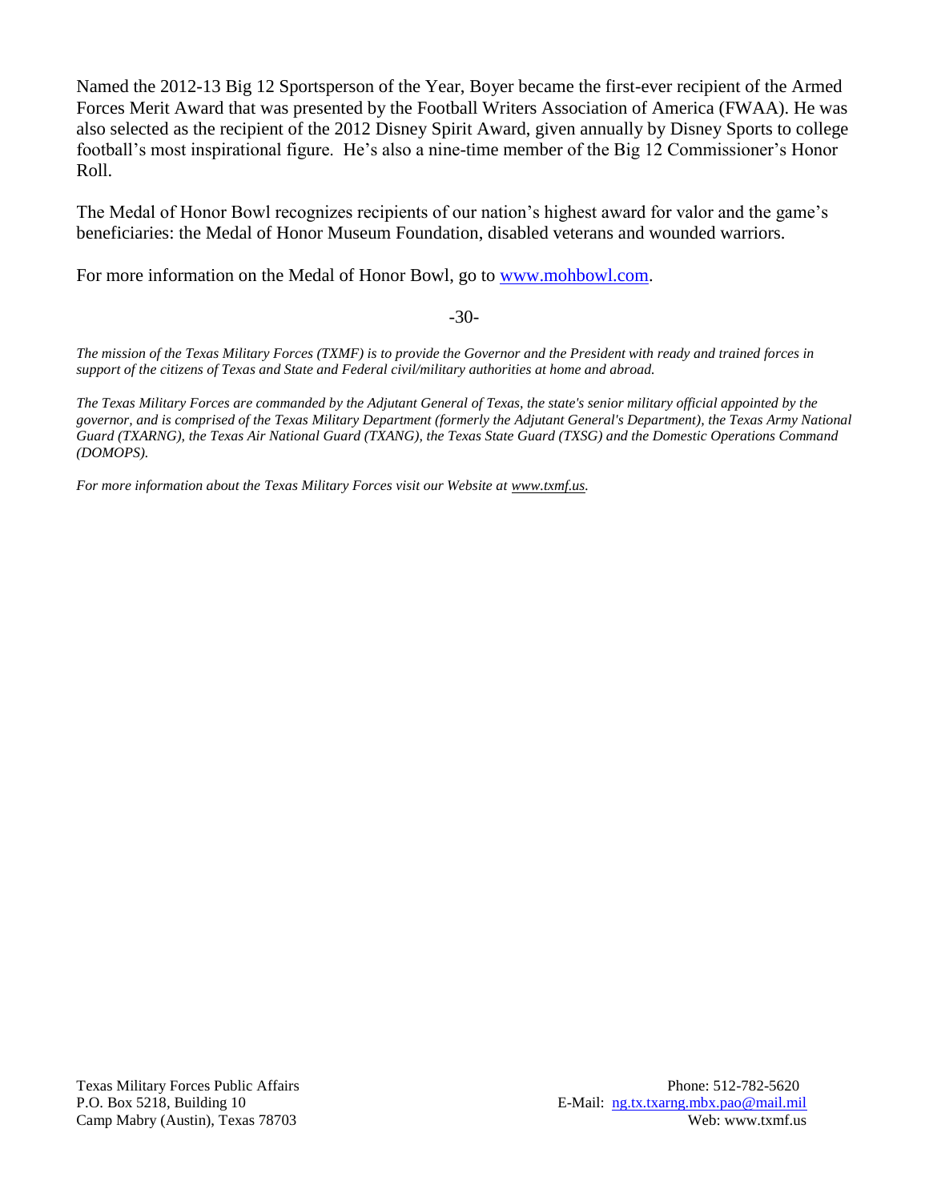Named the 2012-13 Big 12 Sportsperson of the Year, Boyer became the first-ever recipient of the Armed Forces Merit Award that was presented by the Football Writers Association of America (FWAA). He was also selected as the recipient of the 2012 Disney Spirit Award, given annually by Disney Sports to college football's most inspirational figure. He's also a nine-time member of the Big 12 Commissioner's Honor Roll.

The Medal of Honor Bowl recognizes recipients of our nation's highest award for valor and the game's beneficiaries: the Medal of Honor Museum Foundation, disabled veterans and wounded warriors.

For more information on the Medal of Honor Bowl, go to [www.mohbowl.com](http://www.mohbowl.com).

-30-

*The mission of the Texas Military Forces (TXMF) is to provide the Governor and the President with ready and trained forces in support of the citizens of Texas and State and Federal civil/military authorities at home and abroad.*

*The Texas Military Forces are commanded by the Adjutant General of Texas, the state's senior military official appointed by the governor, and is comprised of the Texas Military Department (formerly the Adjutant General's Department), the Texas Army National Guard (TXARNG), the Texas Air National Guard (TXANG), the Texas State Guard (TXSG) and the Domestic Operations Command (DOMOPS).*

*For more information about the Texas Military Forces visit our Website at www.txmf.us.*

Texas Military Forces Public Affairs
P.O. Box 5218, Building 10
Camp Mabry (Austin), Texas 78703

Phone: 512-782-5620
E-Mail: ng.tx.txarng.mbx.pao@mail.mil
Web: www.txmf.us